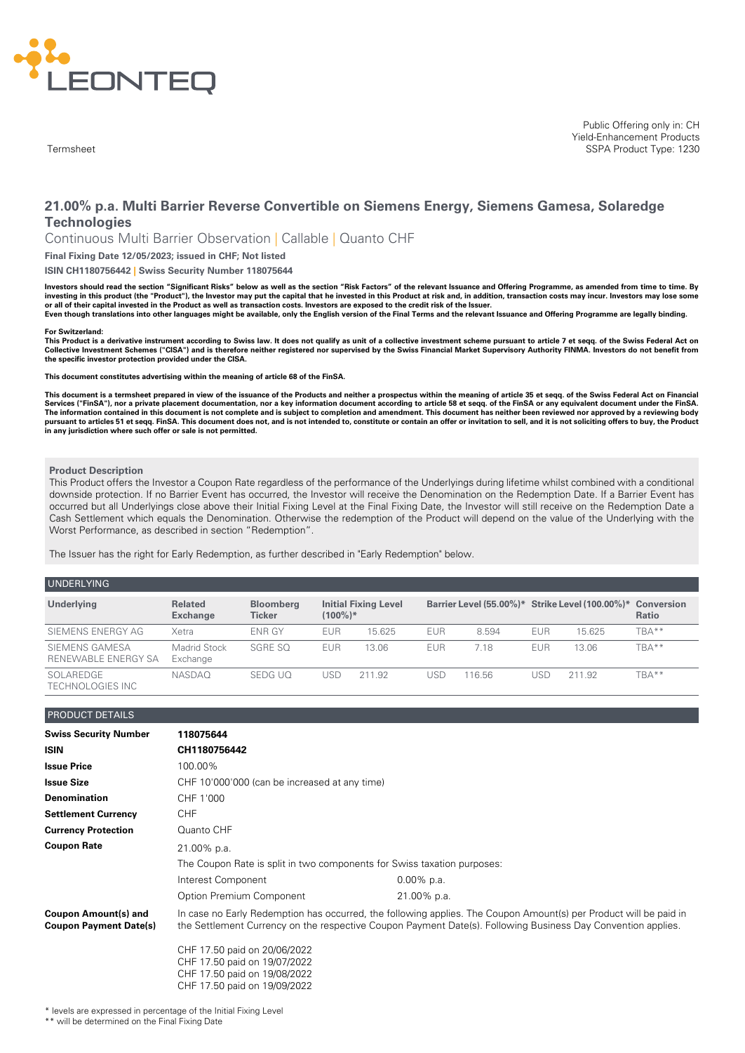LEONTEQ

Termsheet

Public Offering only in: CH
Yield-Enhancement Products
SSPA Product Type: 1230

# 21.00% p.a. Multi Barrier Reverse Convertible on Siemens Energy, Siemens Gamesa, Solaredge Technologies

Continuous Multi Barrier Observation | Callable | Quanto CHF

**Final Fixing Date 12/05/2023; issued in CHF; Not listed**

**ISIN CH1180756442 | Swiss Security Number 118075644**

**Investors should read the section "Significant Risks" below as well as the section "Risk Factors" of the relevant Issuance and Offering Programme, as amended from time to time. By investing in this product (the "Product"), the Investor may put the capital that he invested in this Product at risk and, in addition, transaction costs may incur. Investors may lose some or all of their capital invested in the Product as well as transaction costs. Investors are exposed to the credit risk of the Issuer.**
**Even though translations into other languages might be available, only the English version of the Final Terms and the relevant Issuance and Offering Programme are legally binding.**

**For Switzerland:**
**This Product is a derivative instrument according to Swiss law. It does not qualify as unit of a collective investment scheme pursuant to article 7 et seqq. of the Swiss Federal Act on Collective Investment Schemes ("CISA") and is therefore neither registered nor supervised by the Swiss Financial Market Supervisory Authority FINMA. Investors do not benefit from the specific investor protection provided under the CISA.**

**This document constitutes advertising within the meaning of article 68 of the FinSA.**

**This document is a termsheet prepared in view of the issuance of the Products and neither a prospectus within the meaning of article 35 et seqq. of the Swiss Federal Act on Financial Services ("FinSA"), nor a private placement documentation, nor a key information document according to article 58 et seqq. of the FinSA or any equivalent document under the FinSA. The information contained in this document is not complete and is subject to completion and amendment. This document has neither been reviewed nor approved by a reviewing body pursuant to articles 51 et seqq. FinSA. This document does not, and is not intended to, constitute or contain an offer or invitation to sell, and it is not soliciting offers to buy, the Product in any jurisdiction where such offer or sale is not permitted.**

## Product Description

This Product offers the Investor a Coupon Rate regardless of the performance of the Underlyings during lifetime whilst combined with a conditional downside protection. If no Barrier Event has occurred, the Investor will receive the Denomination on the Redemption Date. If a Barrier Event has occurred but all Underlyings close above their Initial Fixing Level at the Final Fixing Date, the Investor will still receive on the Redemption Date a Cash Settlement which equals the Denomination. Otherwise the redemption of the Product will depend on the value of the Underlying with the Worst Performance, as described in section "Redemption".

The Issuer has the right for Early Redemption, as further described in "Early Redemption" below.

## UNDERLYING

| Underlying | Related Exchange | Bloomberg Ticker | Initial Fixing Level (100%)* | Barrier Level (55.00%)* | Strike Level (100.00%)* | Conversion Ratio |
|---|---|---|---|---|---|---|
| SIEMENS ENERGY AG | Xetra | ENR GY | EUR 15.625 | EUR 8.594 | EUR 15.625 | TBA** |
| SIEMENS GAMESA RENEWABLE ENERGY SA | Madrid Stock Exchange | SGRE SQ | EUR 13.06 | EUR 7.18 | EUR 13.06 | TBA** |
| SOLAREDGE TECHNOLOGIES INC | NASDAQ | SEDG UQ | USD 211.92 | USD 116.56 | USD 211.92 | TBA** |

## PRODUCT DETAILS

| | | |
|---|---|---|
| **Swiss Security Number** | **118075644** | |
| **ISIN** | **CH1180756442** | |
| **Issue Price** | 100.00% | |
| **Issue Size** | CHF 10'000'000 (can be increased at any time) | |
| **Denomination** | CHF 1'000 | |
| **Settlement Currency** | CHF | |
| **Currency Protection** | Quanto CHF | |
| **Coupon Rate** | 21.00% p.a. | |
| | The Coupon Rate is split in two components for Swiss taxation purposes: | |
| | Interest Component | 0.00% p.a. |
| | Option Premium Component | 21.00% p.a. |

**Coupon Amount(s) and Coupon Payment Date(s)**

In case no Early Redemption has occurred, the following applies. The Coupon Amount(s) per Product will be paid in the Settlement Currency on the respective Coupon Payment Date(s). Following Business Day Convention applies.

CHF 17.50 paid on 20/06/2022
CHF 17.50 paid on 19/07/2022
CHF 17.50 paid on 19/08/2022
CHF 17.50 paid on 19/09/2022

\* levels are expressed in percentage of the Initial Fixing Level
\*\* will be determined on the Final Fixing Date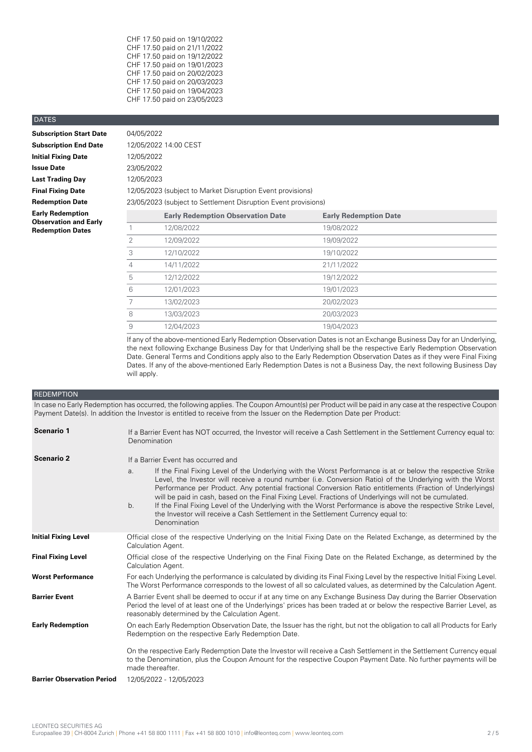CHF 17.50 paid on 19/10/2022
CHF 17.50 paid on 21/11/2022
CHF 17.50 paid on 19/12/2022
CHF 17.50 paid on 19/01/2023
CHF 17.50 paid on 20/02/2023
CHF 17.50 paid on 20/03/2023
CHF 17.50 paid on 19/04/2023
CHF 17.50 paid on 23/05/2023

## DATES

**Subscription Start Date** 04/05/2022

**Subscription End Date** 12/05/2022 14:00 CEST

**Initial Fixing Date** 12/05/2022

**Issue Date** 23/05/2022

**Last Trading Day** 12/05/2023

**Final Fixing Date** 12/05/2023 (subject to Market Disruption Event provisions)

**Redemption Date** 23/05/2023 (subject to Settlement Disruption Event provisions)

**Early Redemption Observation and Early Redemption Dates**

| | Early Redemption Observation Date | Early Redemption Date |
|---|---|---|
| 1 | 12/08/2022 | 19/08/2022 |
| 2 | 12/09/2022 | 19/09/2022 |
| 3 | 12/10/2022 | 19/10/2022 |
| 4 | 14/11/2022 | 21/11/2022 |
| 5 | 12/12/2022 | 19/12/2022 |
| 6 | 12/01/2023 | 19/01/2023 |
| 7 | 13/02/2023 | 20/02/2023 |
| 8 | 13/03/2023 | 20/03/2023 |
| 9 | 12/04/2023 | 19/04/2023 |

If any of the above-mentioned Early Redemption Observation Dates is not an Exchange Business Day for an Underlying, the next following Exchange Business Day for that Underlying shall be the respective Early Redemption Observation Date. General Terms and Conditions apply also to the Early Redemption Observation Dates as if they were Final Fixing Dates. If any of the above-mentioned Early Redemption Dates is not a Business Day, the next following Business Day will apply.

## REDEMPTION

In case no Early Redemption has occurred, the following applies. The Coupon Amount(s) per Product will be paid in any case at the respective Coupon Payment Date(s). In addition the Investor is entitled to receive from the Issuer on the Redemption Date per Product:

**Scenario 1**

If a Barrier Event has NOT occurred, the Investor will receive a Cash Settlement in the Settlement Currency equal to:
Denomination

**Scenario 2**

If a Barrier Event has occurred and

a. If the Final Fixing Level of the Underlying with the Worst Performance is at or below the respective Strike Level, the Investor will receive a round number (i.e. Conversion Ratio) of the Underlying with the Worst Performance per Product. Any potential fractional Conversion Ratio entitlements (Fraction of Underlyings) will be paid in cash, based on the Final Fixing Level. Fractions of Underlyings will not be cumulated.

b. If the Final Fixing Level of the Underlying with the Worst Performance is above the respective Strike Level, the Investor will receive a Cash Settlement in the Settlement Currency equal to:
Denomination

**Initial Fixing Level** Official close of the respective Underlying on the Initial Fixing Date on the Related Exchange, as determined by the Calculation Agent.

**Final Fixing Level** Official close of the respective Underlying on the Final Fixing Date on the Related Exchange, as determined by the Calculation Agent.

**Worst Performance** For each Underlying the performance is calculated by dividing its Final Fixing Level by the respective Initial Fixing Level. The Worst Performance corresponds to the lowest of all so calculated values, as determined by the Calculation Agent.

**Barrier Event** A Barrier Event shall be deemed to occur if at any time on any Exchange Business Day during the Barrier Observation Period the level of at least one of the Underlyings' prices has been traded at or below the respective Barrier Level, as reasonably determined by the Calculation Agent.

**Early Redemption** On each Early Redemption Observation Date, the Issuer has the right, but not the obligation to call all Products for Early Redemption on the respective Early Redemption Date.

On the respective Early Redemption Date the Investor will receive a Cash Settlement in the Settlement Currency equal to the Denomination, plus the Coupon Amount for the respective Coupon Payment Date. No further payments will be made thereafter.

**Barrier Observation Period** 12/05/2022 - 12/05/2023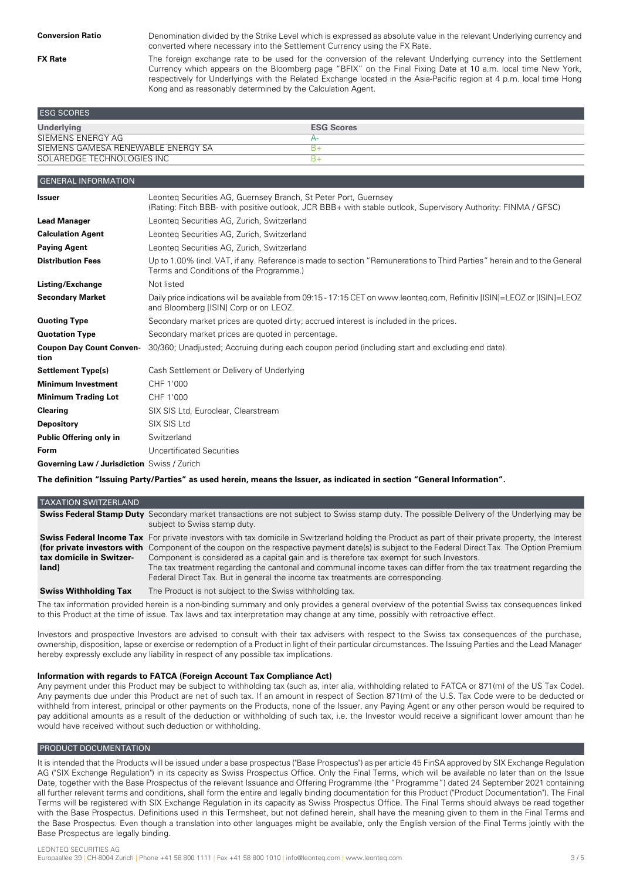| | |
|---|---|
| **Conversion Ratio** | Denomination divided by the Strike Level which is expressed as absolute value in the relevant Underlying currency and converted where necessary into the Settlement Currency using the FX Rate. |
| **FX Rate** | The foreign exchange rate to be used for the conversion of the relevant Underlying currency into the Settlement Currency which appears on the Bloomberg page "BFIX" on the Final Fixing Date at 10 a.m. local time New York, respectively for Underlyings with the Related Exchange located in the Asia-Pacific region at 4 p.m. local time Hong Kong and as reasonably determined by the Calculation Agent. |

## ESG SCORES

| Underlying | ESG Scores |
|---|---|
| SIEMENS ENERGY AG | A- |
| SIEMENS GAMESA RENEWABLE ENERGY SA | B+ |
| SOLAREDGE TECHNOLOGIES INC | B+ |

## GENERAL INFORMATION

| | |
|---|---|
| **Issuer** | Leonteq Securities AG, Guernsey Branch, St Peter Port, Guernsey<br>(Rating: Fitch BBB- with positive outlook, JCR BBB+ with stable outlook, Supervisory Authority: FINMA / GFSC) |
| **Lead Manager** | Leonteq Securities AG, Zurich, Switzerland |
| **Calculation Agent** | Leonteq Securities AG, Zurich, Switzerland |
| **Paying Agent** | Leonteq Securities AG, Zurich, Switzerland |
| **Distribution Fees** | Up to 1.00% (incl. VAT, if any. Reference is made to section "Remunerations to Third Parties" herein and to the General Terms and Conditions of the Programme.) |
| **Listing/Exchange** | Not listed |
| **Secondary Market** | Daily price indications will be available from 09:15 - 17:15 CET on www.leonteq.com, Refinitiv [ISIN]=LEOZ or [ISIN]=LEOZ and Bloomberg [ISIN] Corp or on LEOZ. |
| **Quoting Type** | Secondary market prices are quoted dirty; accrued interest is included in the prices. |
| **Quotation Type** | Secondary market prices are quoted in percentage. |
| **Coupon Day Count Convention** | 30/360; Unadjusted; Accruing during each coupon period (including start and excluding end date). |
| **Settlement Type(s)** | Cash Settlement or Delivery of Underlying |
| **Minimum Investment** | CHF 1'000 |
| **Minimum Trading Lot** | CHF 1'000 |
| **Clearing** | SIX SIS Ltd, Euroclear, Clearstream |
| **Depository** | SIX SIS Ltd |
| **Public Offering only in** | Switzerland |
| **Form** | Uncertificated Securities |
| **Governing Law / Jurisdiction** | Swiss / Zurich |

**The definition "Issuing Party/Parties" as used herein, means the Issuer, as indicated in section "General Information".**

## TAXATION SWITZERLAND

| | |
|---|---|
| **Swiss Federal Stamp Duty** | Secondary market transactions are not subject to Swiss stamp duty. The possible Delivery of the Underlying may be subject to Swiss stamp duty. |
| **Swiss Federal Income Tax (for private investors with tax domicile in Switzerland)** | For private investors with tax domicile in Switzerland holding the Product as part of their private property, the Interest Component of the coupon on the respective payment date(s) is subject to the Federal Direct Tax. The Option Premium Component is considered as a capital gain and is therefore tax exempt for such Investors.<br>The tax treatment regarding the cantonal and communal income taxes can differ from the tax treatment regarding the Federal Direct Tax. But in general the income tax treatments are corresponding. |
| **Swiss Withholding Tax** | The Product is not subject to the Swiss withholding tax. |

The tax information provided herein is a non-binding summary and only provides a general overview of the potential Swiss tax consequences linked to this Product at the time of issue. Tax laws and tax interpretation may change at any time, possibly with retroactive effect.

Investors and prospective Investors are advised to consult with their tax advisers with respect to the Swiss tax consequences of the purchase, ownership, disposition, lapse or exercise or redemption of a Product in light of their particular circumstances. The Issuing Parties and the Lead Manager hereby expressly exclude any liability in respect of any possible tax implications.

**Information with regards to FATCA (Foreign Account Tax Compliance Act)**

Any payment under this Product may be subject to withholding tax (such as, inter alia, withholding related to FATCA or 871(m) of the US Tax Code). Any payments due under this Product are net of such tax. If an amount in respect of Section 871(m) of the U.S. Tax Code were to be deducted or withheld from interest, principal or other payments on the Products, none of the Issuer, any Paying Agent or any other person would be required to pay additional amounts as a result of the deduction or withholding of such tax, i.e. the Investor would receive a significant lower amount than he would have received without such deduction or withholding.

## PRODUCT DOCUMENTATION

It is intended that the Products will be issued under a base prospectus ("Base Prospectus") as per article 45 FinSA approved by SIX Exchange Regulation AG ("SIX Exchange Regulation") in its capacity as Swiss Prospectus Office. Only the Final Terms, which will be available no later than on the Issue Date, together with the Base Prospectus of the relevant Issuance and Offering Programme (the "Programme") dated 24 September 2021 containing all further relevant terms and conditions, shall form the entire and legally binding documentation for this Product ("Product Documentation"). The Final Terms will be registered with SIX Exchange Regulation in its capacity as Swiss Prospectus Office. The Final Terms should always be read together with the Base Prospectus. Definitions used in this Termsheet, but not defined herein, shall have the meaning given to them in the Final Terms and the Base Prospectus. Even though a translation into other languages might be available, only the English version of the Final Terms jointly with the Base Prospectus are legally binding.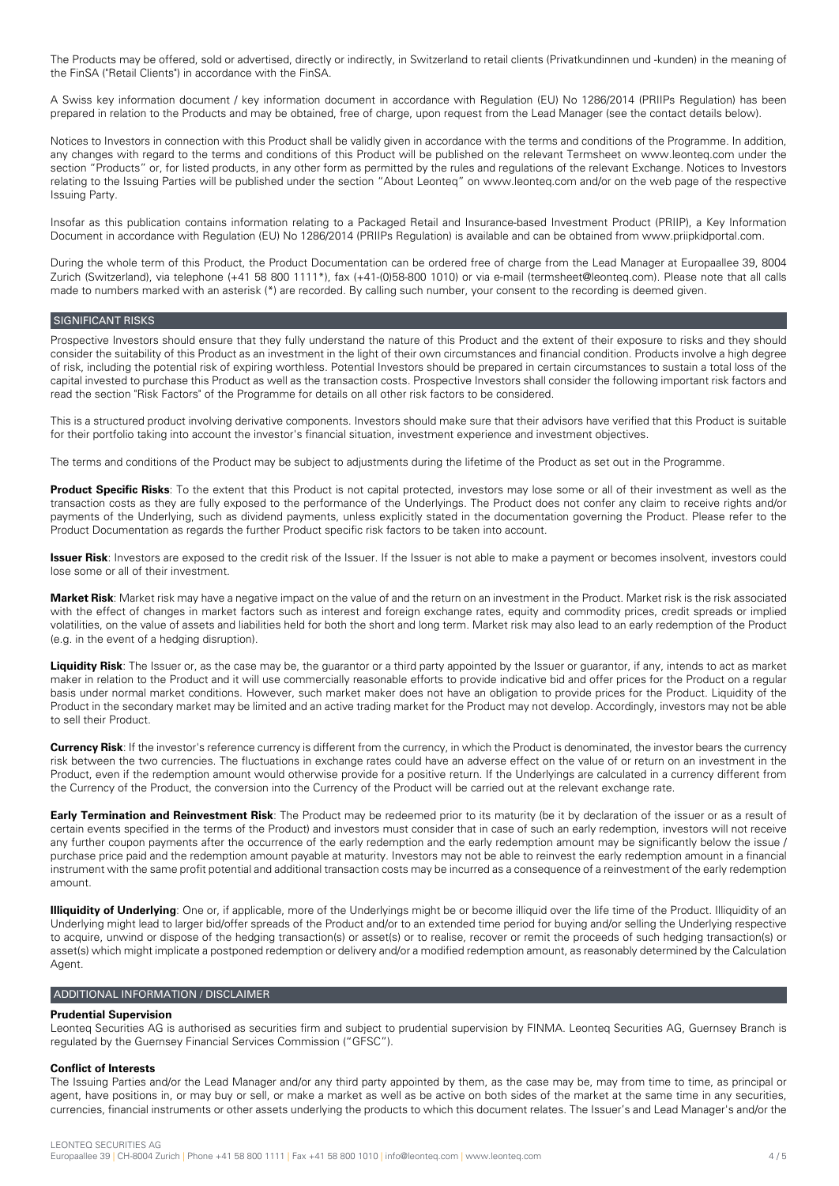The Products may be offered, sold or advertised, directly or indirectly, in Switzerland to retail clients (Privatkundinnen und -kunden) in the meaning of the FinSA ("Retail Clients") in accordance with the FinSA.

A Swiss key information document / key information document in accordance with Regulation (EU) No 1286/2014 (PRIIPs Regulation) has been prepared in relation to the Products and may be obtained, free of charge, upon request from the Lead Manager (see the contact details below).

Notices to Investors in connection with this Product shall be validly given in accordance with the terms and conditions of the Programme. In addition, any changes with regard to the terms and conditions of this Product will be published on the relevant Termsheet on www.leonteq.com under the section "Products" or, for listed products, in any other form as permitted by the rules and regulations of the relevant Exchange. Notices to Investors relating to the Issuing Parties will be published under the section "About Leonteq" on www.leonteq.com and/or on the web page of the respective Issuing Party.

Insofar as this publication contains information relating to a Packaged Retail and Insurance-based Investment Product (PRIIP), a Key Information Document in accordance with Regulation (EU) No 1286/2014 (PRIIPs Regulation) is available and can be obtained from www.priipkidportal.com.

During the whole term of this Product, the Product Documentation can be ordered free of charge from the Lead Manager at Europaallee 39, 8004 Zurich (Switzerland), via telephone (+41 58 800 1111*), fax (+41-(0)58-800 1010) or via e-mail (termsheet@leonteq.com). Please note that all calls made to numbers marked with an asterisk (*) are recorded. By calling such number, your consent to the recording is deemed given.

## SIGNIFICANT RISKS

Prospective Investors should ensure that they fully understand the nature of this Product and the extent of their exposure to risks and they should consider the suitability of this Product as an investment in the light of their own circumstances and financial condition. Products involve a high degree of risk, including the potential risk of expiring worthless. Potential Investors should be prepared in certain circumstances to sustain a total loss of the capital invested to purchase this Product as well as the transaction costs. Prospective Investors shall consider the following important risk factors and read the section "Risk Factors" of the Programme for details on all other risk factors to be considered.

This is a structured product involving derivative components. Investors should make sure that their advisors have verified that this Product is suitable for their portfolio taking into account the investor's financial situation, investment experience and investment objectives.

The terms and conditions of the Product may be subject to adjustments during the lifetime of the Product as set out in the Programme.

**Product Specific Risks**: To the extent that this Product is not capital protected, investors may lose some or all of their investment as well as the transaction costs as they are fully exposed to the performance of the Underlyings. The Product does not confer any claim to receive rights and/or payments of the Underlying, such as dividend payments, unless explicitly stated in the documentation governing the Product. Please refer to the Product Documentation as regards the further Product specific risk factors to be taken into account.

**Issuer Risk**: Investors are exposed to the credit risk of the Issuer. If the Issuer is not able to make a payment or becomes insolvent, investors could lose some or all of their investment.

**Market Risk**: Market risk may have a negative impact on the value of and the return on an investment in the Product. Market risk is the risk associated with the effect of changes in market factors such as interest and foreign exchange rates, equity and commodity prices, credit spreads or implied volatilities, on the value of assets and liabilities held for both the short and long term. Market risk may also lead to an early redemption of the Product (e.g. in the event of a hedging disruption).

**Liquidity Risk**: The Issuer or, as the case may be, the guarantor or a third party appointed by the Issuer or guarantor, if any, intends to act as market maker in relation to the Product and it will use commercially reasonable efforts to provide indicative bid and offer prices for the Product on a regular basis under normal market conditions. However, such market maker does not have an obligation to provide prices for the Product. Liquidity of the Product in the secondary market may be limited and an active trading market for the Product may not develop. Accordingly, investors may not be able to sell their Product.

**Currency Risk**: If the investor's reference currency is different from the currency, in which the Product is denominated, the investor bears the currency risk between the two currencies. The fluctuations in exchange rates could have an adverse effect on the value of or return on an investment in the Product, even if the redemption amount would otherwise provide for a positive return. If the Underlyings are calculated in a currency different from the Currency of the Product, the conversion into the Currency of the Product will be carried out at the relevant exchange rate.

**Early Termination and Reinvestment Risk**: The Product may be redeemed prior to its maturity (be it by declaration of the issuer or as a result of certain events specified in the terms of the Product) and investors must consider that in case of such an early redemption, investors will not receive any further coupon payments after the occurrence of the early redemption and the early redemption amount may be significantly below the issue / purchase price paid and the redemption amount payable at maturity. Investors may not be able to reinvest the early redemption amount in a financial instrument with the same profit potential and additional transaction costs may be incurred as a consequence of a reinvestment of the early redemption amount.

**Illiquidity of Underlying**: One or, if applicable, more of the Underlyings might be or become illiquid over the life time of the Product. Illiquidity of an Underlying might lead to larger bid/offer spreads of the Product and/or to an extended time period for buying and/or selling the Underlying respective to acquire, unwind or dispose of the hedging transaction(s) or asset(s) or to realise, recover or remit the proceeds of such hedging transaction(s) or asset(s) which might implicate a postponed redemption or delivery and/or a modified redemption amount, as reasonably determined by the Calculation Agent.

## ADDITIONAL INFORMATION / DISCLAIMER

### Prudential Supervision

Leonteq Securities AG is authorised as securities firm and subject to prudential supervision by FINMA. Leonteq Securities AG, Guernsey Branch is regulated by the Guernsey Financial Services Commission ("GFSC").

### Conflict of Interests

The Issuing Parties and/or the Lead Manager and/or any third party appointed by them, as the case may be, may from time to time, as principal or agent, have positions in, or may buy or sell, or make a market as well as be active on both sides of the market at the same time in any securities, currencies, financial instruments or other assets underlying the products to which this document relates. The Issuer's and Lead Manager's and/or the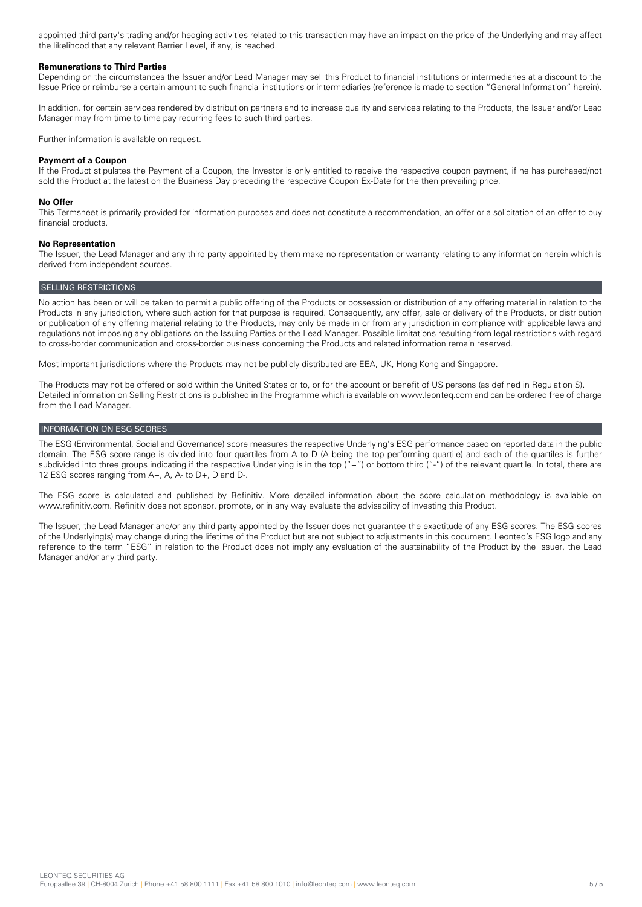appointed third party's trading and/or hedging activities related to this transaction may have an impact on the price of the Underlying and may affect the likelihood that any relevant Barrier Level, if any, is reached.

**Remunerations to Third Parties**

Depending on the circumstances the Issuer and/or Lead Manager may sell this Product to financial institutions or intermediaries at a discount to the Issue Price or reimburse a certain amount to such financial institutions or intermediaries (reference is made to section "General Information" herein).

In addition, for certain services rendered by distribution partners and to increase quality and services relating to the Products, the Issuer and/or Lead Manager may from time to time pay recurring fees to such third parties.

Further information is available on request.

**Payment of a Coupon**

If the Product stipulates the Payment of a Coupon, the Investor is only entitled to receive the respective coupon payment, if he has purchased/not sold the Product at the latest on the Business Day preceding the respective Coupon Ex-Date for the then prevailing price.

**No Offer**

This Termsheet is primarily provided for information purposes and does not constitute a recommendation, an offer or a solicitation of an offer to buy financial products.

**No Representation**

The Issuer, the Lead Manager and any third party appointed by them make no representation or warranty relating to any information herein which is derived from independent sources.

## SELLING RESTRICTIONS

No action has been or will be taken to permit a public offering of the Products or possession or distribution of any offering material in relation to the Products in any jurisdiction, where such action for that purpose is required. Consequently, any offer, sale or delivery of the Products, or distribution or publication of any offering material relating to the Products, may only be made in or from any jurisdiction in compliance with applicable laws and regulations not imposing any obligations on the Issuing Parties or the Lead Manager. Possible limitations resulting from legal restrictions with regard to cross-border communication and cross-border business concerning the Products and related information remain reserved.

Most important jurisdictions where the Products may not be publicly distributed are EEA, UK, Hong Kong and Singapore.

The Products may not be offered or sold within the United States or to, or for the account or benefit of US persons (as defined in Regulation S). Detailed information on Selling Restrictions is published in the Programme which is available on www.leonteq.com and can be ordered free of charge from the Lead Manager.

## INFORMATION ON ESG SCORES

The ESG (Environmental, Social and Governance) score measures the respective Underlying's ESG performance based on reported data in the public domain. The ESG score range is divided into four quartiles from A to D (A being the top performing quartile) and each of the quartiles is further subdivided into three groups indicating if the respective Underlying is in the top ("+") or bottom third ("-") of the relevant quartile. In total, there are 12 ESG scores ranging from A+, A, A- to D+, D and D-.

The ESG score is calculated and published by Refinitiv. More detailed information about the score calculation methodology is available on www.refinitiv.com. Refinitiv does not sponsor, promote, or in any way evaluate the advisability of investing this Product.

The Issuer, the Lead Manager and/or any third party appointed by the Issuer does not guarantee the exactitude of any ESG scores. The ESG scores of the Underlying(s) may change during the lifetime of the Product but are not subject to adjustments in this document. Leonteq's ESG logo and any reference to the term "ESG" in relation to the Product does not imply any evaluation of the sustainability of the Product by the Issuer, the Lead Manager and/or any third party.